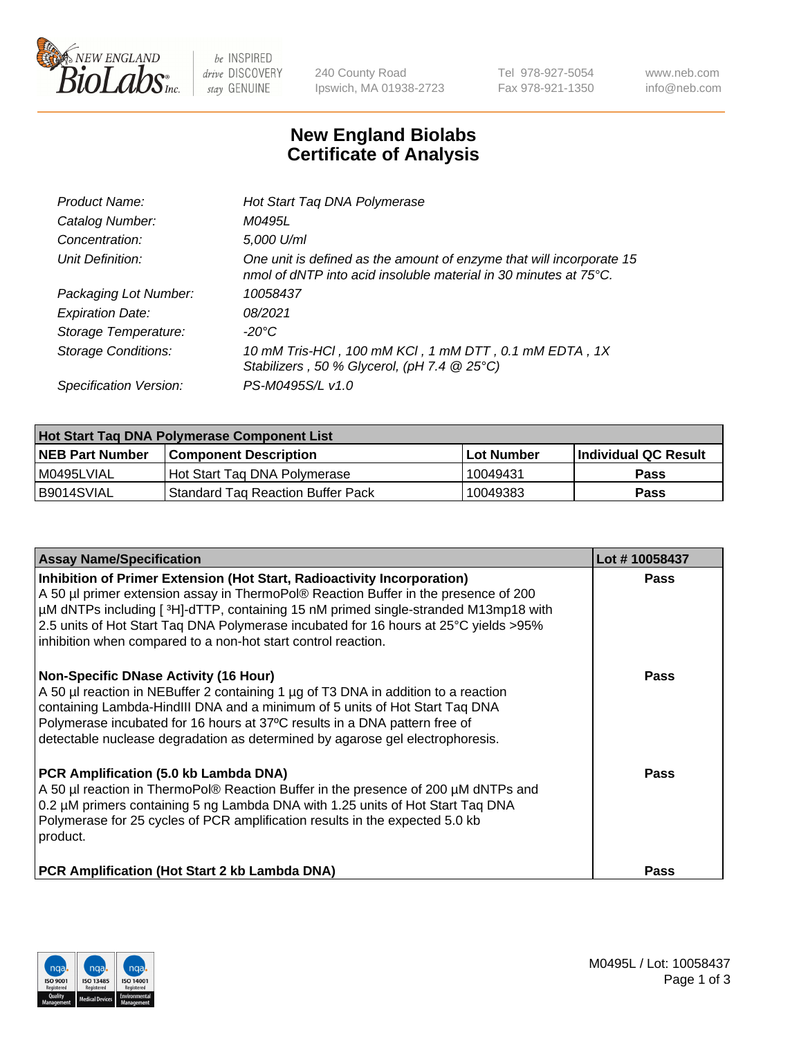# New England Biolabs Certificate of Analysis

| | |
|---|---|
| *Product Name:* | *Hot Start Taq DNA Polymerase* |
| *Catalog Number:* | *M0495L* |
| *Concentration:* | *5,000 U/ml* |
| *Unit Definition:* | *One unit is defined as the amount of enzyme that will incorporate 15 nmol of dNTP into acid insoluble material in 30 minutes at 75°C.* |
| *Packaging Lot Number:* | *10058437* |
| *Expiration Date:* | *08/2021* |
| *Storage Temperature:* | *-20°C* |
| *Storage Conditions:* | *10 mM Tris-HCl , 100 mM KCl , 1 mM DTT , 0.1 mM EDTA , 1X Stabilizers , 50 % Glycerol, (pH 7.4 @ 25°C)* |
| *Specification Version:* | *PS-M0495S/L v1.0* |

| Hot Start Taq DNA Polymerase Component List | | | |
|---|---|---|---|
| **NEB Part Number** | **Component Description** | **Lot Number** | **Individual QC Result** |
| M0495LVIAL | Hot Start Taq DNA Polymerase | 10049431 | **Pass** |
| B9014SVIAL | Standard Taq Reaction Buffer Pack | 10049383 | **Pass** |

| Assay Name/Specification | Lot # 10058437 |
|---|---|
| **Inhibition of Primer Extension (Hot Start, Radioactivity Incorporation)** A 50 µl primer extension assay in ThermoPol® Reaction Buffer in the presence of 200 µM dNTPs including [ $^3$H]-dTTP, containing 15 nM primed single-stranded M13mp18 with 2.5 units of Hot Start Taq DNA Polymerase incubated for 16 hours at 25°C yields >95% inhibition when compared to a non-hot start control reaction. | **Pass** |
| **Non-Specific DNase Activity (16 Hour)** A 50 µl reaction in NEBuffer 2 containing 1 µg of T3 DNA in addition to a reaction containing Lambda-HindIII DNA and a minimum of 5 units of Hot Start Taq DNA Polymerase incubated for 16 hours at 37ºC results in a DNA pattern free of detectable nuclease degradation as determined by agarose gel electrophoresis. | **Pass** |
| **PCR Amplification (5.0 kb Lambda DNA)** A 50 µl reaction in ThermoPol® Reaction Buffer in the presence of 200 µM dNTPs and 0.2 µM primers containing 5 ng Lambda DNA with 1.25 units of Hot Start Taq DNA Polymerase for 25 cycles of PCR amplification results in the expected 5.0 kb product. | **Pass** |
| **PCR Amplification (Hot Start 2 kb Lambda DNA)** | **Pass** |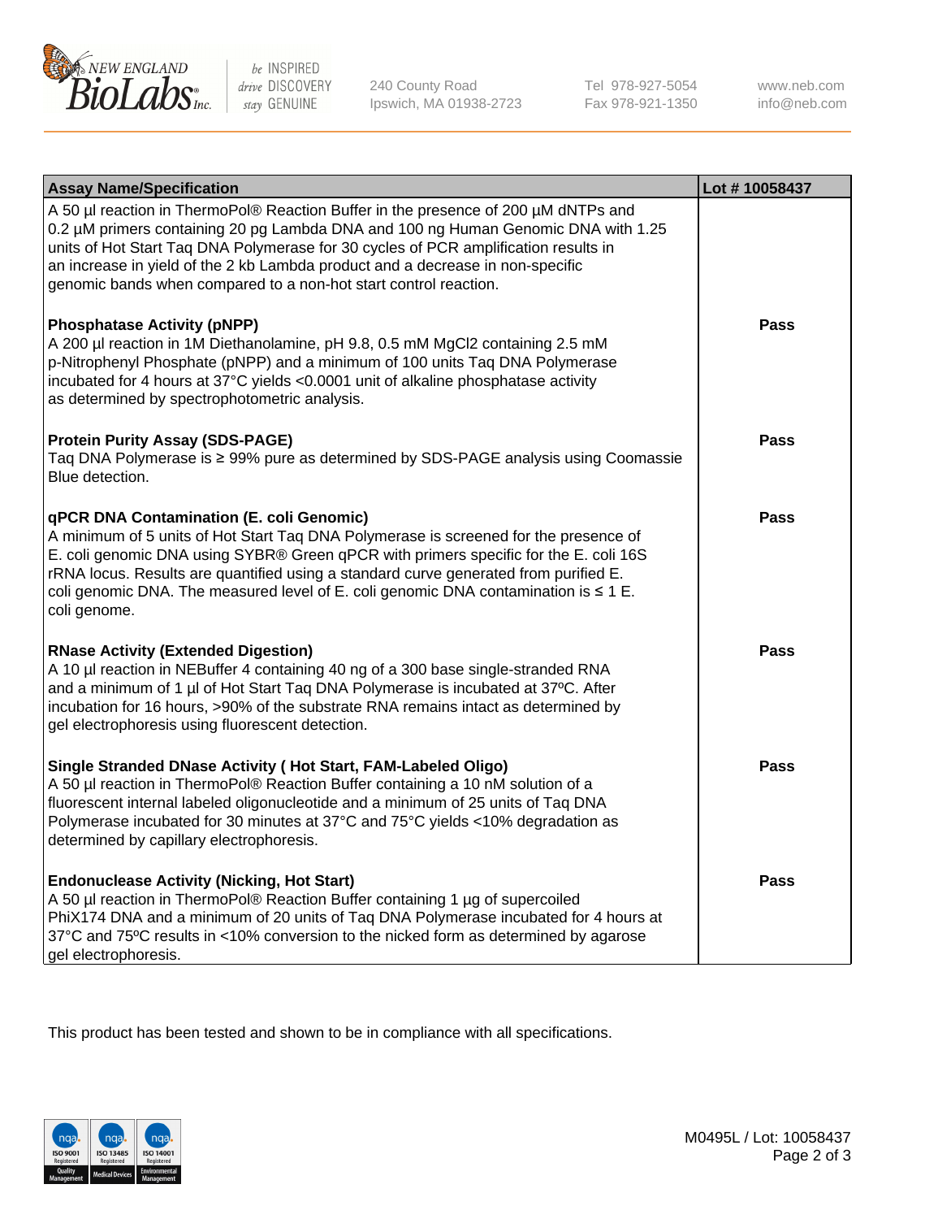| Assay Name/Specification | Lot # 10058437 |
| --- | --- |
| A 50 µl reaction in ThermoPol® Reaction Buffer in the presence of 200 µM dNTPs and 0.2 µM primers containing 20 pg Lambda DNA and 100 ng Human Genomic DNA with 1.25 units of Hot Start Taq DNA Polymerase for 30 cycles of PCR amplification results in an increase in yield of the 2 kb Lambda product and a decrease in non-specific genomic bands when compared to a non-hot start control reaction. | |
| **Phosphatase Activity (pNPP)**<br>A 200 µl reaction in 1M Diethanolamine, pH 9.8, 0.5 mM $MgCl_2$ containing 2.5 mM p-Nitrophenyl Phosphate (pNPP) and a minimum of 100 units Taq DNA Polymerase incubated for 4 hours at 37°C yields <0.0001 unit of alkaline phosphatase activity as determined by spectrophotometric analysis. | **Pass** |
| **Protein Purity Assay (SDS-PAGE)**<br>Taq DNA Polymerase is ≥ 99% pure as determined by SDS-PAGE analysis using Coomassie Blue detection. | **Pass** |
| **qPCR DNA Contamination (E. coli Genomic)**<br>A minimum of 5 units of Hot Start Taq DNA Polymerase is screened for the presence of E. coli genomic DNA using SYBR® Green qPCR with primers specific for the E. coli 16S rRNA locus. Results are quantified using a standard curve generated from purified E. coli genomic DNA. The measured level of E. coli genomic DNA contamination is ≤ 1 E. coli genome. | **Pass** |
| **RNase Activity (Extended Digestion)**<br>A 10 µl reaction in NEBuffer 4 containing 40 ng of a 300 base single-stranded RNA and a minimum of 1 µl of Hot Start Taq DNA Polymerase is incubated at 37ºC. After incubation for 16 hours, >90% of the substrate RNA remains intact as determined by gel electrophoresis using fluorescent detection. | **Pass** |
| **Single Stranded DNase Activity ( Hot Start, FAM-Labeled Oligo)**<br>A 50 µl reaction in ThermoPol® Reaction Buffer containing a 10 nM solution of a fluorescent internal labeled oligonucleotide and a minimum of 25 units of Taq DNA Polymerase incubated for 30 minutes at 37°C and 75°C yields <10% degradation as determined by capillary electrophoresis. | **Pass** |
| **Endonuclease Activity (Nicking, Hot Start)**<br>A 50 µl reaction in ThermoPol® Reaction Buffer containing 1 µg of supercoiled PhiX174 DNA and a minimum of 20 units of Taq DNA Polymerase incubated for 4 hours at 37°C and 75ºC results in <10% conversion to the nicked form as determined by agarose gel electrophoresis. | **Pass** |

This product has been tested and shown to be in compliance with all specifications.

M0495L / Lot: 10058437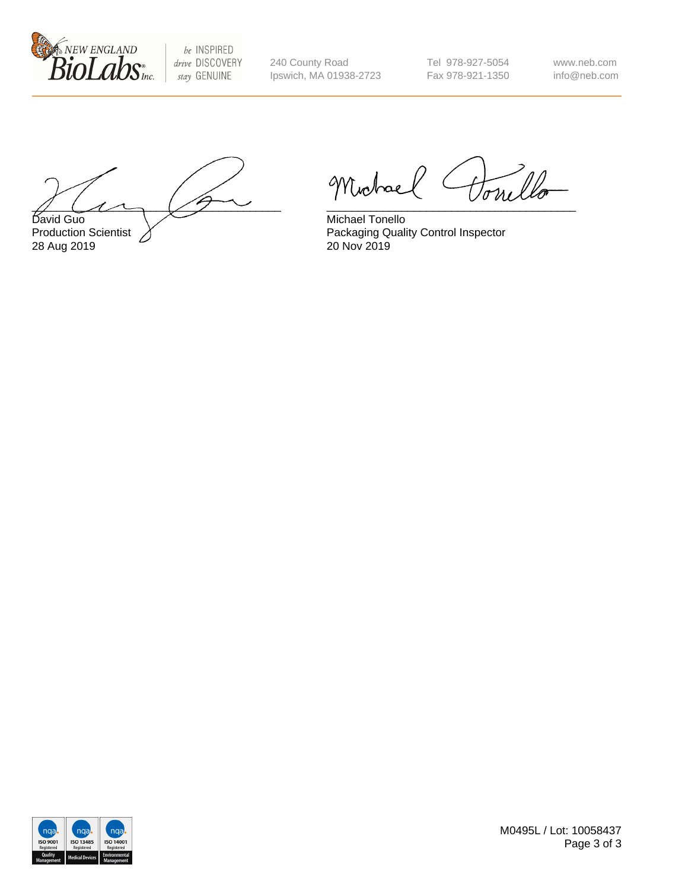240 County Road
Ipswich, MA 01938-2723

Tel 978-927-5054
Fax 978-921-1350

www.neb.com
info@neb.com

David Guo
Production Scientist
28 Aug 2019

Michael Tonello
Packaging Quality Control Inspector
20 Nov 2019

M0495L / Lot: 10058437